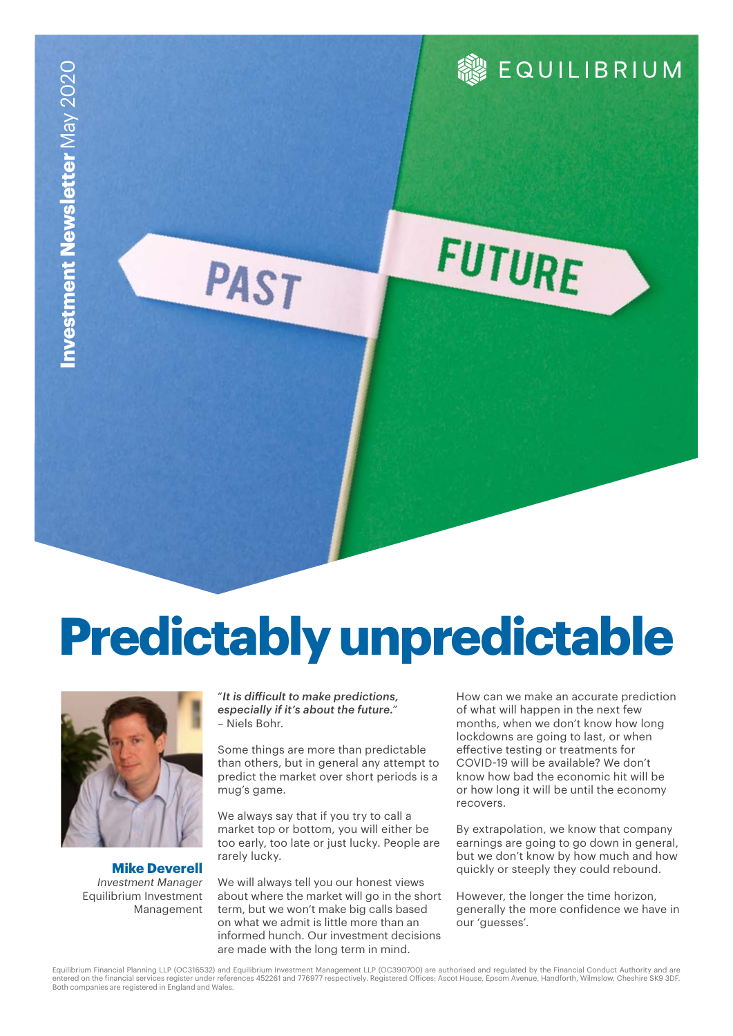Investment Newsletter May 2020

EQUILIBRIUM

# Predictably unpredictable

**Mike Deverell**
*Investment Manager*
Equilibrium Investment Management

"*It is difficult to make predictions, especially if it's about the future.*"
– Niels Bohr.

Some things are more than predictable than others, but in general any attempt to predict the market over short periods is a mug's game.

We always say that if you try to call a market top or bottom, you will either be too early, too late or just lucky. People are rarely lucky.

We will always tell you our honest views about where the market will go in the short term, but we won't make big calls based on what we admit is little more than an informed hunch. Our investment decisions are made with the long term in mind.

How can we make an accurate prediction of what will happen in the next few months, when we don't know how long lockdowns are going to last, or when effective testing or treatments for COVID-19 will be available? We don't know how bad the economic hit will be or how long it will be until the economy recovers.

By extrapolation, we know that company earnings are going to go down in general, but we don't know by how much and how quickly or steeply they could rebound.

However, the longer the time horizon, generally the more confidence we have in our 'guesses'.

Equilibrium Financial Planning LLP (OC316532) and Equilibrium Investment Management LLP (OC390700) are authorised and regulated by the Financial Conduct Authority and are entered on the financial services register under references 452261 and 776977 respectively. Registered Offices: Ascot House, Epsom Avenue, Handforth, Wilmslow, Cheshire SK9 3DF. Both companies are registered in England and Wales.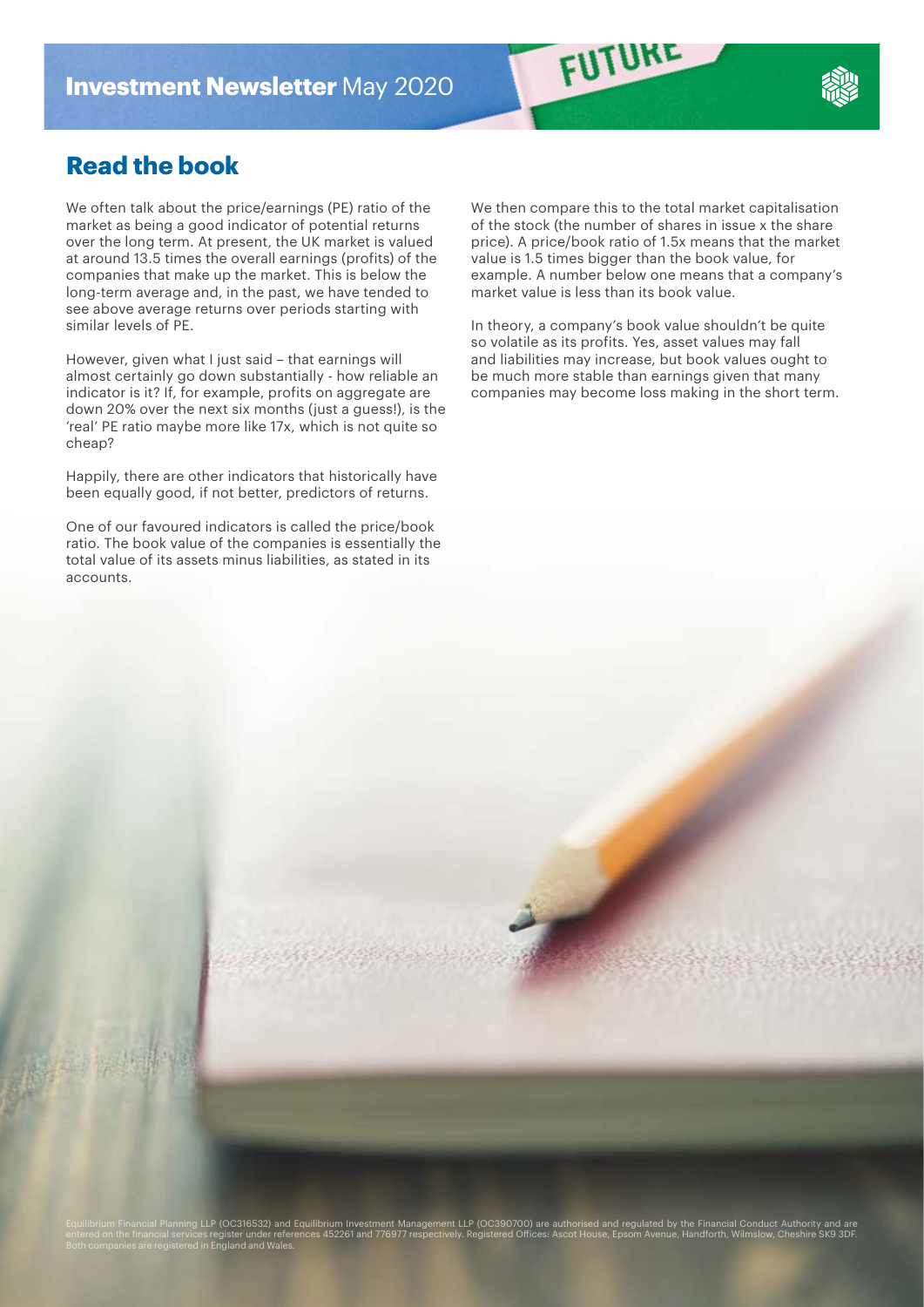## Read the book

We often talk about the price/earnings (PE) ratio of the market as being a good indicator of potential returns over the long term. At present, the UK market is valued at around 13.5 times the overall earnings (profits) of the companies that make up the market. This is below the long-term average and, in the past, we have tended to see above average returns over periods starting with similar levels of PE.

However, given what I just said – that earnings will almost certainly go down substantially - how reliable an indicator is it? If, for example, profits on aggregate are down 20% over the next six months (just a guess!), is the 'real' PE ratio maybe more like 17x, which is not quite so cheap?

Happily, there are other indicators that historically have been equally good, if not better, predictors of returns.

One of our favoured indicators is called the price/book ratio. The book value of the companies is essentially the total value of its assets minus liabilities, as stated in its accounts.

We then compare this to the total market capitalisation of the stock (the number of shares in issue x the share price). A price/book ratio of 1.5x means that the market value is 1.5 times bigger than the book value, for example. A number below one means that a company's market value is less than its book value.

In theory, a company's book value shouldn't be quite so volatile as its profits. Yes, asset values may fall and liabilities may increase, but book values ought to be much more stable than earnings given that many companies may become loss making in the short term.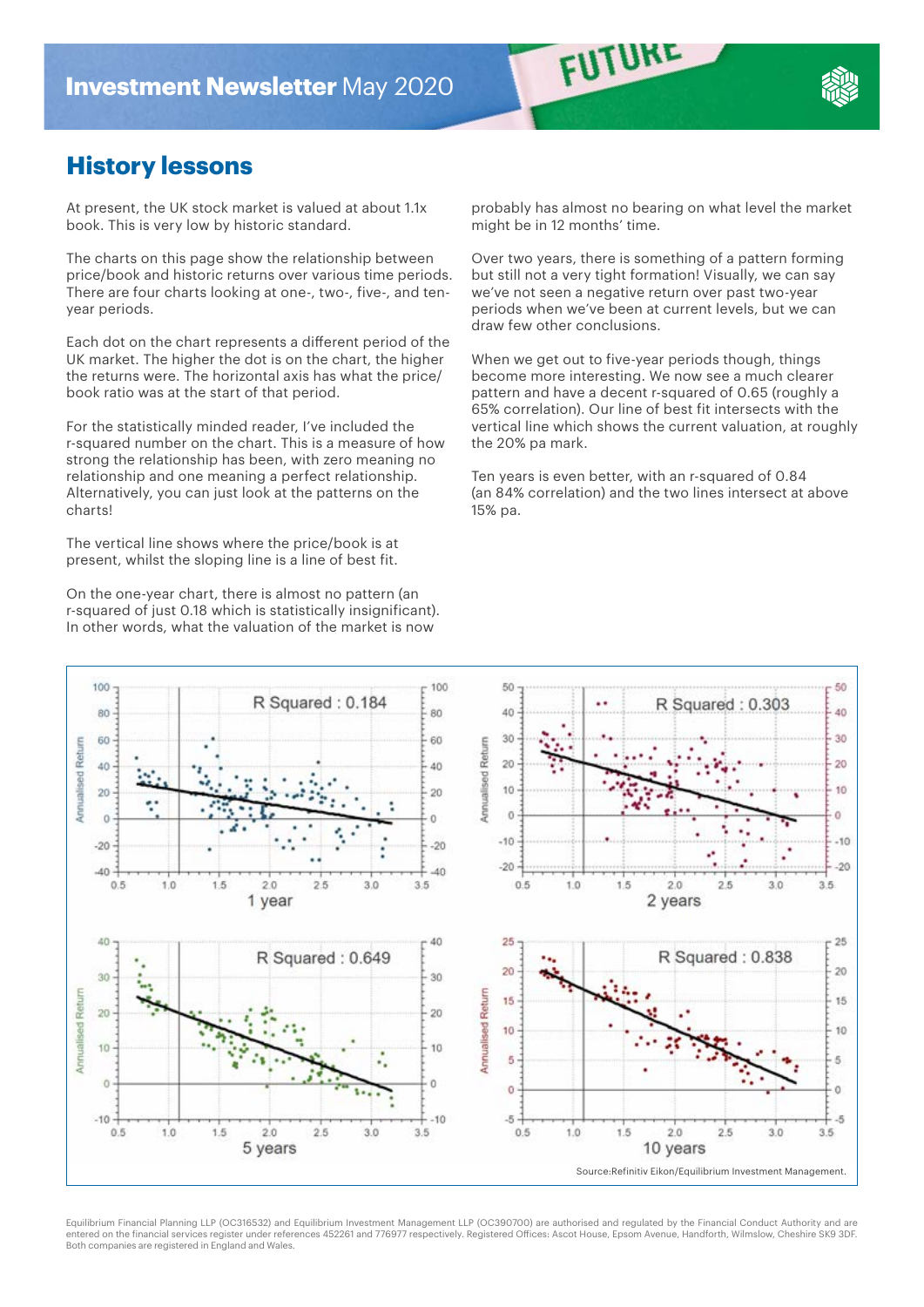## History lessons

At present, the UK stock market is valued at about 1.1x book. This is very low by historic standard.

The charts on this page show the relationship between price/book and historic returns over various time periods. There are four charts looking at one-, two-, five-, and ten-year periods.

Each dot on the chart represents a different period of the UK market. The higher the dot is on the chart, the higher the returns were. The horizontal axis has what the price/book ratio was at the start of that period.

For the statistically minded reader, I've included the r-squared number on the chart. This is a measure of how strong the relationship has been, with zero meaning no relationship and one meaning a perfect relationship. Alternatively, you can just look at the patterns on the charts!

The vertical line shows where the price/book is at present, whilst the sloping line is a line of best fit.

On the one-year chart, there is almost no pattern (an r-squared of just 0.18 which is statistically insignificant). In other words, what the valuation of the market is now probably has almost no bearing on what level the market might be in 12 months' time.

Over two years, there is something of a pattern forming but still not a very tight formation! Visually, we can say we've not seen a negative return over past two-year periods when we've been at current levels, but we can draw few other conclusions.

When we get out to five-year periods though, things become more interesting. We now see a much clearer pattern and have a decent r-squared of 0.65 (roughly a 65% correlation). Our line of best fit intersects with the vertical line which shows the current valuation, at roughly the 20% pa mark.

Ten years is even better, with an r-squared of 0.84 (an 84% correlation) and the two lines intersect at above 15% pa.

1 year — R Squared : 0.184

2 years — R Squared : 0.303

5 years — R Squared : 0.649

10 years — R Squared : 0.838

Source:Refinitiv Eikon/Equilibrium Investment Management.

Equilibrium Financial Planning LLP (OC316532) and Equilibrium Investment Management LLP (OC390700) are authorised and regulated by the Financial Conduct Authority and are entered on the financial services register under references 452261 and 776977 respectively. Registered Offices: Ascot House, Epsom Avenue, Handforth, Wilmslow, Cheshire SK9 3DF. Both companies are registered in England and Wales.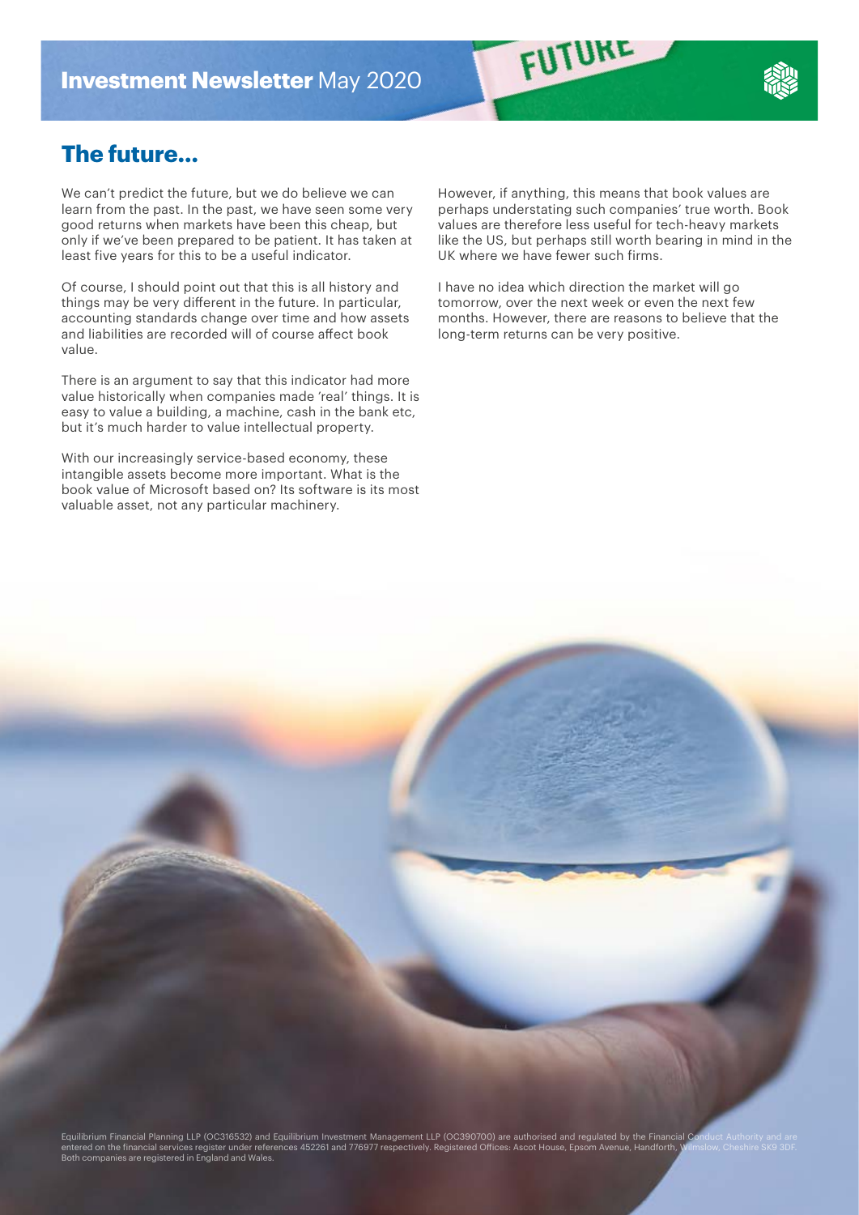## The future...

We can't predict the future, but we do believe we can learn from the past. In the past, we have seen some very good returns when markets have been this cheap, but only if we've been prepared to be patient. It has taken at least five years for this to be a useful indicator.

Of course, I should point out that this is all history and things may be very different in the future. In particular, accounting standards change over time and how assets and liabilities are recorded will of course affect book value.

There is an argument to say that this indicator had more value historically when companies made 'real' things. It is easy to value a building, a machine, cash in the bank etc, but it's much harder to value intellectual property.

With our increasingly service-based economy, these intangible assets become more important. What is the book value of Microsoft based on? Its software is its most valuable asset, not any particular machinery.

However, if anything, this means that book values are perhaps understating such companies' true worth. Book values are therefore less useful for tech-heavy markets like the US, but perhaps still worth bearing in mind in the UK where we have fewer such firms.

I have no idea which direction the market will go tomorrow, over the next week or even the next few months. However, there are reasons to believe that the long-term returns can be very positive.

Equilibrium Financial Planning LLP (OC316532) and Equilibrium Investment Management LLP (OC390700) are authorised and regulated by the Financial Conduct Authority and are entered on the financial services register under references 452261 and 776977 respectively. Registered Offices: Ascot House, Epsom Avenue, Handforth, Wilmslow, Cheshire SK9 3DF. Both companies are registered in England and Wales.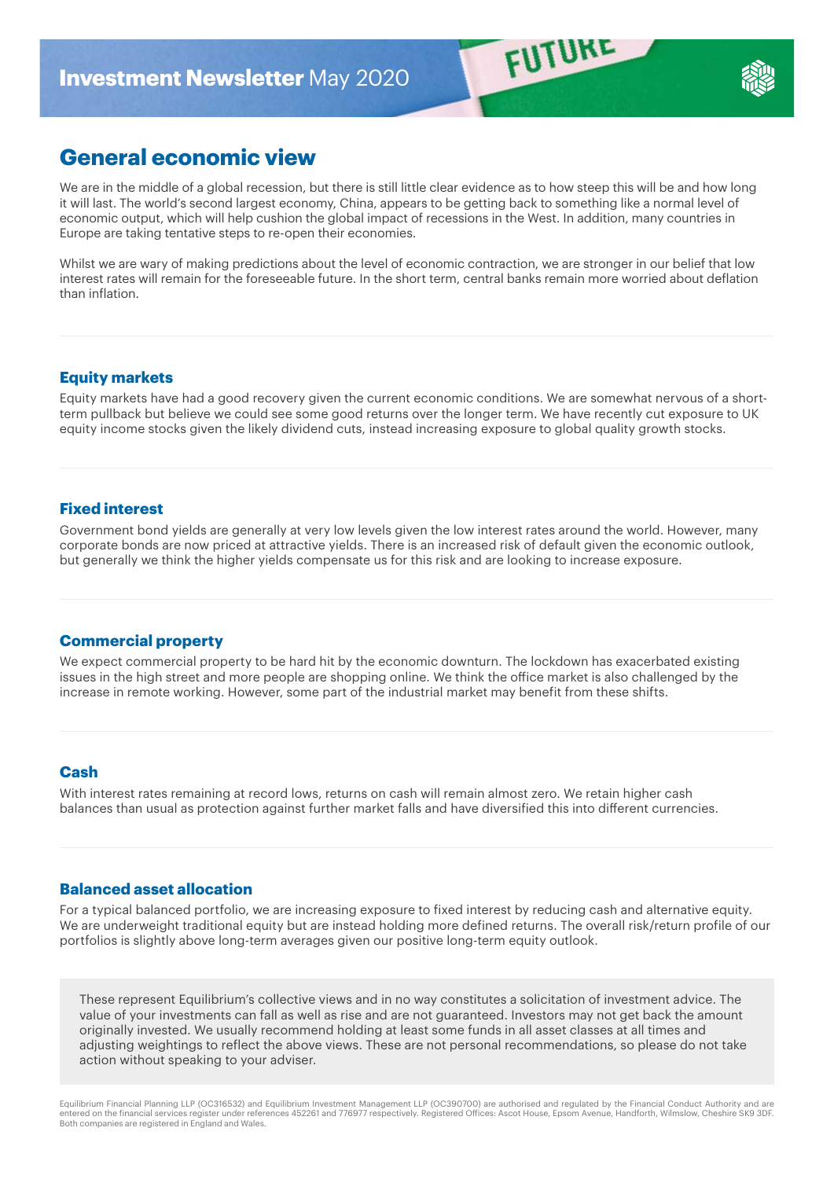# Investment Newsletter May 2020

## General economic view

We are in the middle of a global recession, but there is still little clear evidence as to how steep this will be and how long it will last. The world's second largest economy, China, appears to be getting back to something like a normal level of economic output, which will help cushion the global impact of recessions in the West. In addition, many countries in Europe are taking tentative steps to re-open their economies.

Whilst we are wary of making predictions about the level of economic contraction, we are stronger in our belief that low interest rates will remain for the foreseeable future. In the short term, central banks remain more worried about deflation than inflation.

### Equity markets

Equity markets have had a good recovery given the current economic conditions. We are somewhat nervous of a short-term pullback but believe we could see some good returns over the longer term. We have recently cut exposure to UK equity income stocks given the likely dividend cuts, instead increasing exposure to global quality growth stocks.

### Fixed interest

Government bond yields are generally at very low levels given the low interest rates around the world. However, many corporate bonds are now priced at attractive yields. There is an increased risk of default given the economic outlook, but generally we think the higher yields compensate us for this risk and are looking to increase exposure.

### Commercial property

We expect commercial property to be hard hit by the economic downturn. The lockdown has exacerbated existing issues in the high street and more people are shopping online. We think the office market is also challenged by the increase in remote working. However, some part of the industrial market may benefit from these shifts.

### Cash

With interest rates remaining at record lows, returns on cash will remain almost zero. We retain higher cash balances than usual as protection against further market falls and have diversified this into different currencies.

### Balanced asset allocation

For a typical balanced portfolio, we are increasing exposure to fixed interest by reducing cash and alternative equity. We are underweight traditional equity but are instead holding more defined returns. The overall risk/return profile of our portfolios is slightly above long-term averages given our positive long-term equity outlook.

These represent Equilibrium's collective views and in no way constitutes a solicitation of investment advice. The value of your investments can fall as well as rise and are not guaranteed. Investors may not get back the amount originally invested. We usually recommend holding at least some funds in all asset classes at all times and adjusting weightings to reflect the above views. These are not personal recommendations, so please do not take action without speaking to your adviser.

Equilibrium Financial Planning LLP (OC316532) and Equilibrium Investment Management LLP (OC390700) are authorised and regulated by the Financial Conduct Authority and are entered on the financial services register under references 452261 and 776977 respectively. Registered Offices: Ascot House, Epsom Avenue, Handforth, Wilmslow, Cheshire SK9 3DF. Both companies are registered in England and Wales.